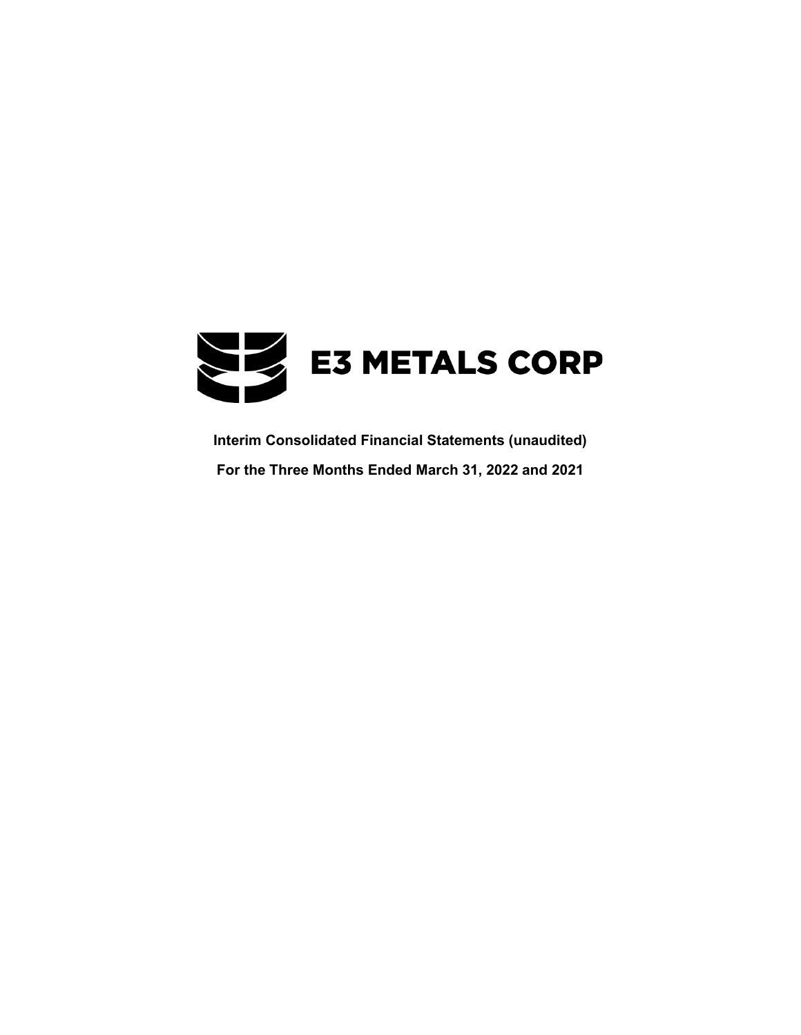# E3 METALS CORP

**Interim Consolidated Financial Statements (unaudited)**

**For the Three Months Ended March 31, 2022 and 2021**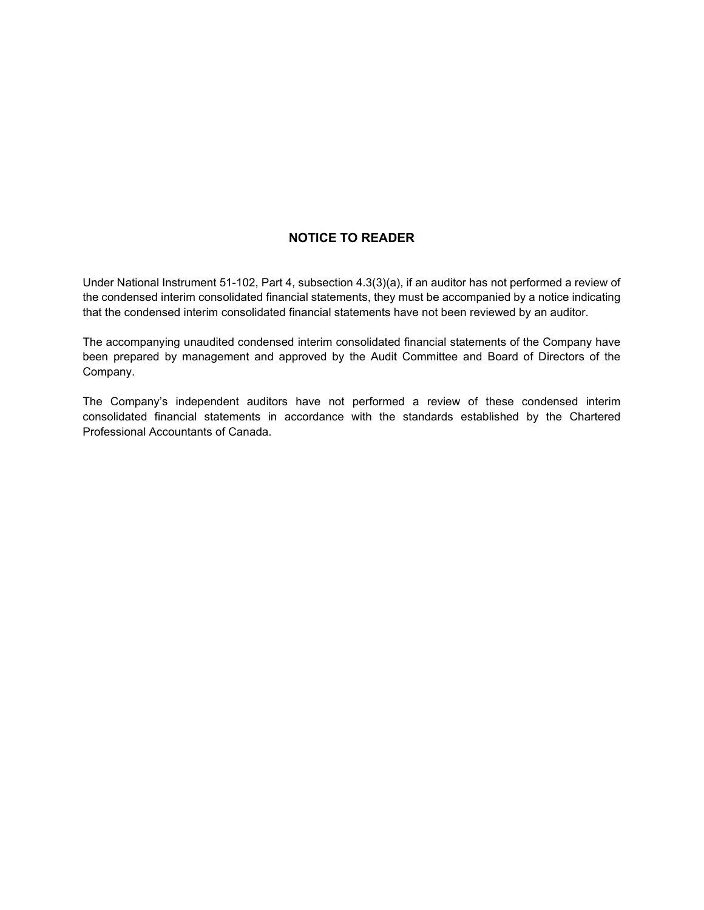## NOTICE TO READER

Under National Instrument 51-102, Part 4, subsection 4.3(3)(a), if an auditor has not performed a review of the condensed interim consolidated financial statements, they must be accompanied by a notice indicating that the condensed interim consolidated financial statements have not been reviewed by an auditor.

The accompanying unaudited condensed interim consolidated financial statements of the Company have been prepared by management and approved by the Audit Committee and Board of Directors of the Company.

The Company's independent auditors have not performed a review of these condensed interim consolidated financial statements in accordance with the standards established by the Chartered Professional Accountants of Canada.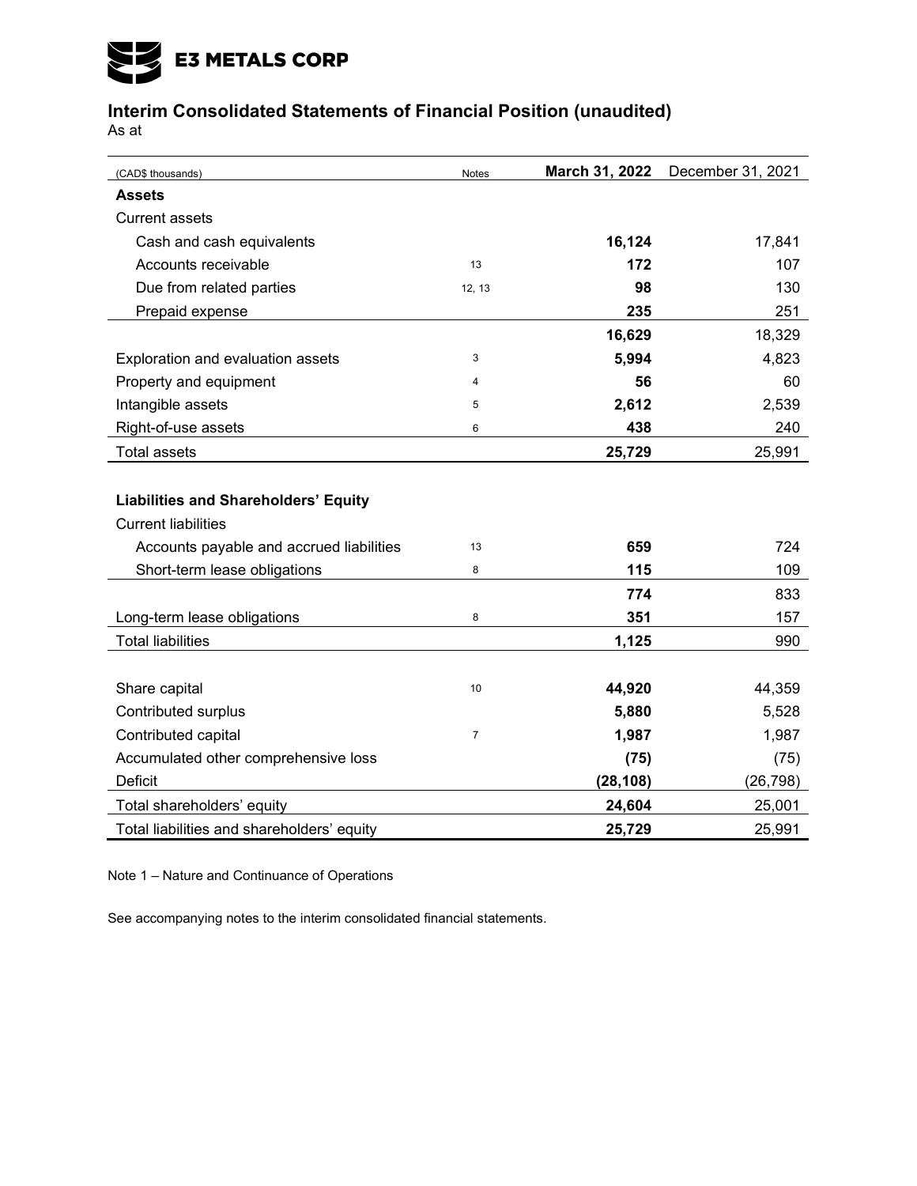**E3 METALS CORP**

## Interim Consolidated Statements of Financial Position (unaudited)

As at

| (CAD$ thousands) | Notes | March 31, 2022 | December 31, 2021 |
|---|---|---|---|
| **Assets** | | | |
| Current assets | | | |
| Cash and cash equivalents | | **16,124** | 17,841 |
| Accounts receivable | 13 | **172** | 107 |
| Due from related parties | 12, 13 | **98** | 130 |
| Prepaid expense | | **235** | 251 |
| | | **16,629** | 18,329 |
| Exploration and evaluation assets | 3 | **5,994** | 4,823 |
| Property and equipment | 4 | **56** | 60 |
| Intangible assets | 5 | **2,612** | 2,539 |
| Right-of-use assets | 6 | **438** | 240 |
| Total assets | | **25,729** | 25,991 |
| | | | |
| **Liabilities and Shareholders' Equity** | | | |
| Current liabilities | | | |
| Accounts payable and accrued liabilities | 13 | **659** | 724 |
| Short-term lease obligations | 8 | **115** | 109 |
| | | **774** | 833 |
| Long-term lease obligations | 8 | **351** | 157 |
| Total liabilities | | **1,125** | 990 |
| | | | |
| Share capital | 10 | **44,920** | 44,359 |
| Contributed surplus | | **5,880** | 5,528 |
| Contributed capital | 7 | **1,987** | 1,987 |
| Accumulated other comprehensive loss | | **(75)** | (75) |
| Deficit | | **(28,108)** | (26,798) |
| Total shareholders' equity | | **24,604** | 25,001 |
| Total liabilities and shareholders' equity | | **25,729** | 25,991 |

Note 1 – Nature and Continuance of Operations

See accompanying notes to the interim consolidated financial statements.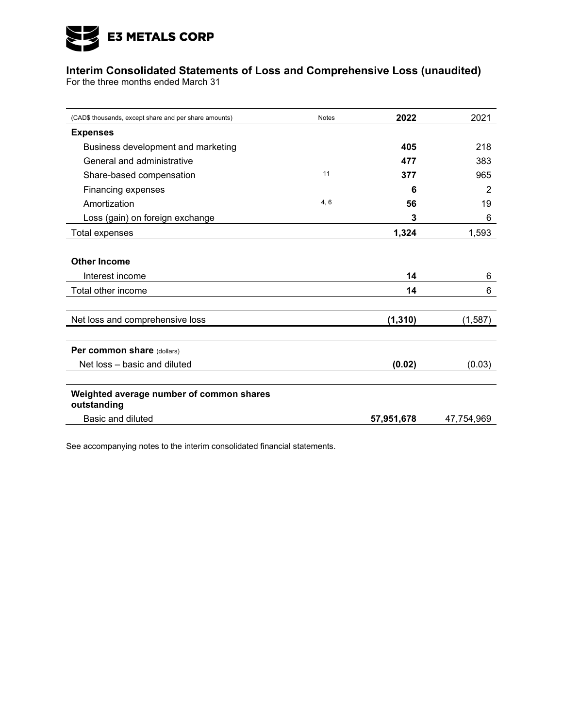**E3 METALS CORP**

## Interim Consolidated Statements of Loss and Comprehensive Loss (unaudited)

For the three months ended March 31

| (CAD$ thousands, except share and per share amounts) | Notes | **2022** | 2021 |
|---|---|---|---|
| **Expenses** | | | |
| Business development and marketing | | **405** | 218 |
| General and administrative | | **477** | 383 |
| Share-based compensation | 11 | **377** | 965 |
| Financing expenses | | **6** | 2 |
| Amortization | 4, 6 | **56** | 19 |
| Loss (gain) on foreign exchange | | **3** | 6 |
| Total expenses | | **1,324** | 1,593 |
| **Other Income** | | | |
| Interest income | | **14** | 6 |
| Total other income | | **14** | 6 |
| Net loss and comprehensive loss | | **(1,310)** | (1,587) |
| **Per common share** (dollars) | | | |
| Net loss – basic and diluted | | **(0.02)** | (0.03) |
| **Weighted average number of common shares outstanding** | | | |
| Basic and diluted | | **57,951,678** | 47,754,969 |

See accompanying notes to the interim consolidated financial statements.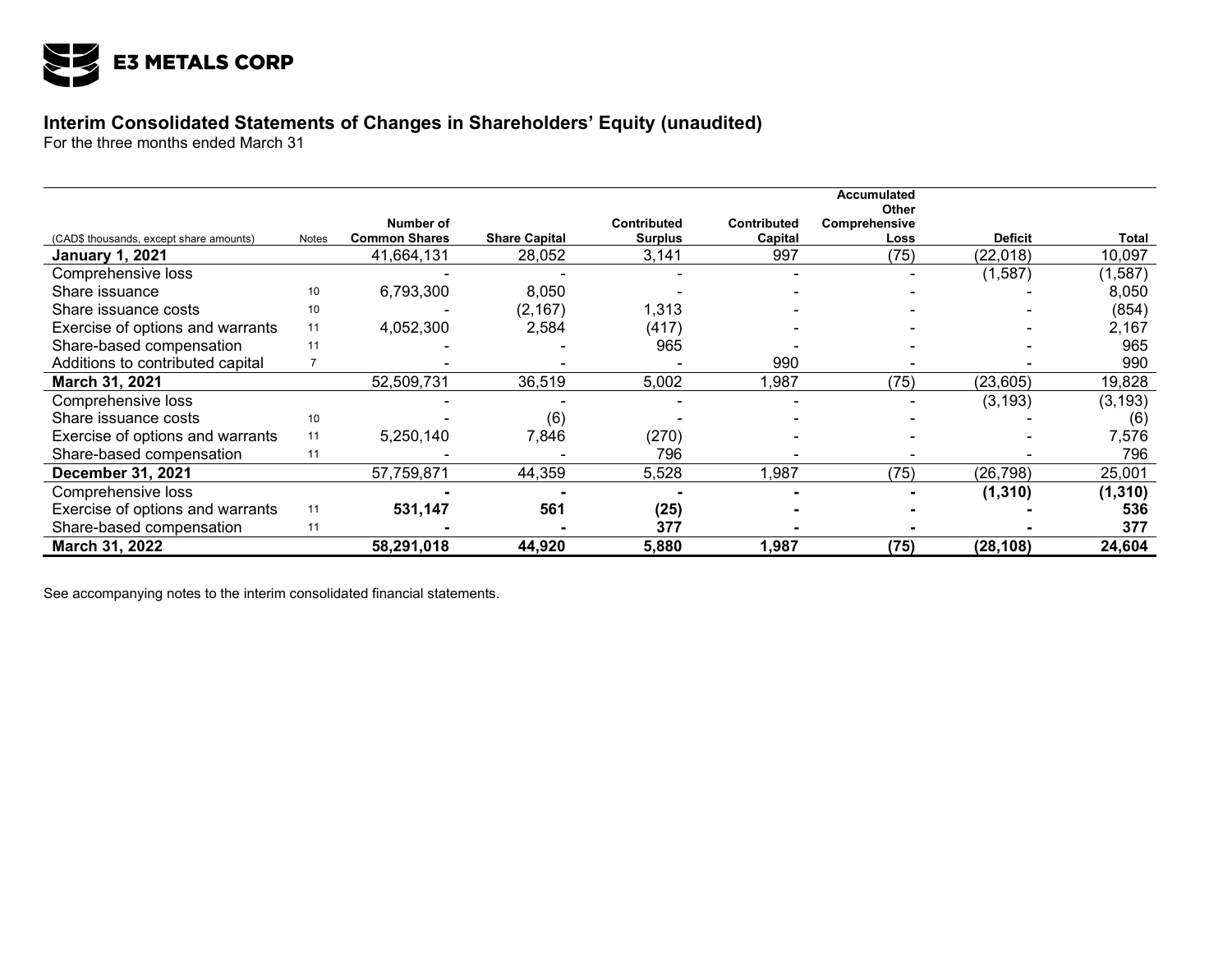E3 METALS CORP

## Interim Consolidated Statements of Changes in Shareholders' Equity (unaudited)

For the three months ended March 31

| (CAD$ thousands, except share amounts) | Notes | Number of Common Shares | Share Capital | Contributed Surplus | Contributed Capital | Accumulated Other Comprehensive Loss | Deficit | Total |
|---|---|---|---|---|---|---|---|---|
| **January 1, 2021** | | 41,664,131 | 28,052 | 3,141 | 997 | (75) | (22,018) | 10,097 |
| Comprehensive loss | | - | - | - | - | - | (1,587) | (1,587) |
| Share issuance | 10 | 6,793,300 | 8,050 | - | - | - | - | 8,050 |
| Share issuance costs | 10 | - | (2,167) | 1,313 | - | - | - | (854) |
| Exercise of options and warrants | 11 | 4,052,300 | 2,584 | (417) | - | - | - | 2,167 |
| Share-based compensation | 11 | - | - | 965 | - | - | - | 965 |
| Additions to contributed capital | 7 | - | - | - | 990 | - | - | 990 |
| **March 31, 2021** | | 52,509,731 | 36,519 | 5,002 | 1,987 | (75) | (23,605) | 19,828 |
| Comprehensive loss | | - | - | - | - | - | (3,193) | (3,193) |
| Share issuance costs | 10 | - | (6) | - | - | - | - | (6) |
| Exercise of options and warrants | 11 | 5,250,140 | 7,846 | (270) | - | - | - | 7,576 |
| Share-based compensation | 11 | - | - | 796 | - | - | - | 796 |
| **December 31, 2021** | | 57,759,871 | 44,359 | 5,528 | 1,987 | (75) | (26,798) | 25,001 |
| Comprehensive loss | | **-** | **-** | **-** | **-** | **-** | **(1,310)** | **(1,310)** |
| Exercise of options and warrants | 11 | **531,147** | **561** | **(25)** | **-** | **-** | **-** | **536** |
| Share-based compensation | 11 | **-** | **-** | **377** | **-** | **-** | **-** | **377** |
| **March 31, 2022** | | **58,291,018** | **44,920** | **5,880** | **1,987** | **(75)** | **(28,108)** | **24,604** |

See accompanying notes to the interim consolidated financial statements.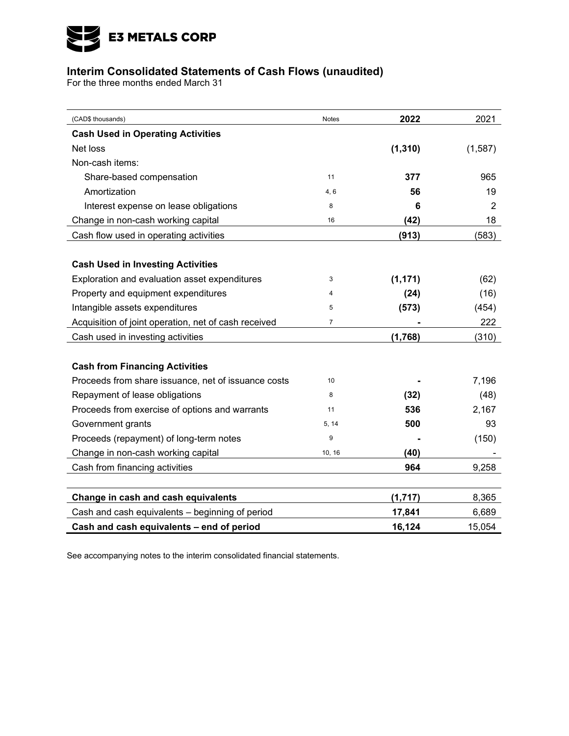E3 METALS CORP

## Interim Consolidated Statements of Cash Flows (unaudited)

For the three months ended March 31

| (CAD$ thousands) | Notes | 2022 | 2021 |
|---|---|---|---|
| **Cash Used in Operating Activities** | | | |
| Net loss | | **(1,310)** | (1,587) |
| Non-cash items: | | | |
| Share-based compensation | 11 | **377** | 965 |
| Amortization | 4, 6 | **56** | 19 |
| Interest expense on lease obligations | 8 | **6** | 2 |
| Change in non-cash working capital | 16 | **(42)** | 18 |
| Cash flow used in operating activities | | **(913)** | (583) |
| | | | |
| **Cash Used in Investing Activities** | | | |
| Exploration and evaluation asset expenditures | 3 | **(1,171)** | (62) |
| Property and equipment expenditures | 4 | **(24)** | (16) |
| Intangible assets expenditures | 5 | **(573)** | (454) |
| Acquisition of joint operation, net of cash received | 7 | **-** | 222 |
| Cash used in investing activities | | **(1,768)** | (310) |
| | | | |
| **Cash from Financing Activities** | | | |
| Proceeds from share issuance, net of issuance costs | 10 | **-** | 7,196 |
| Repayment of lease obligations | 8 | **(32)** | (48) |
| Proceeds from exercise of options and warrants | 11 | **536** | 2,167 |
| Government grants | 5, 14 | **500** | 93 |
| Proceeds (repayment) of long-term notes | 9 | **-** | (150) |
| Change in non-cash working capital | 10, 16 | **(40)** | - |
| Cash from financing activities | | **964** | 9,258 |
| | | | |
| **Change in cash and cash equivalents** | | **(1,717)** | 8,365 |
| Cash and cash equivalents – beginning of period | | **17,841** | 6,689 |
| **Cash and cash equivalents – end of period** | | **16,124** | 15,054 |

See accompanying notes to the interim consolidated financial statements.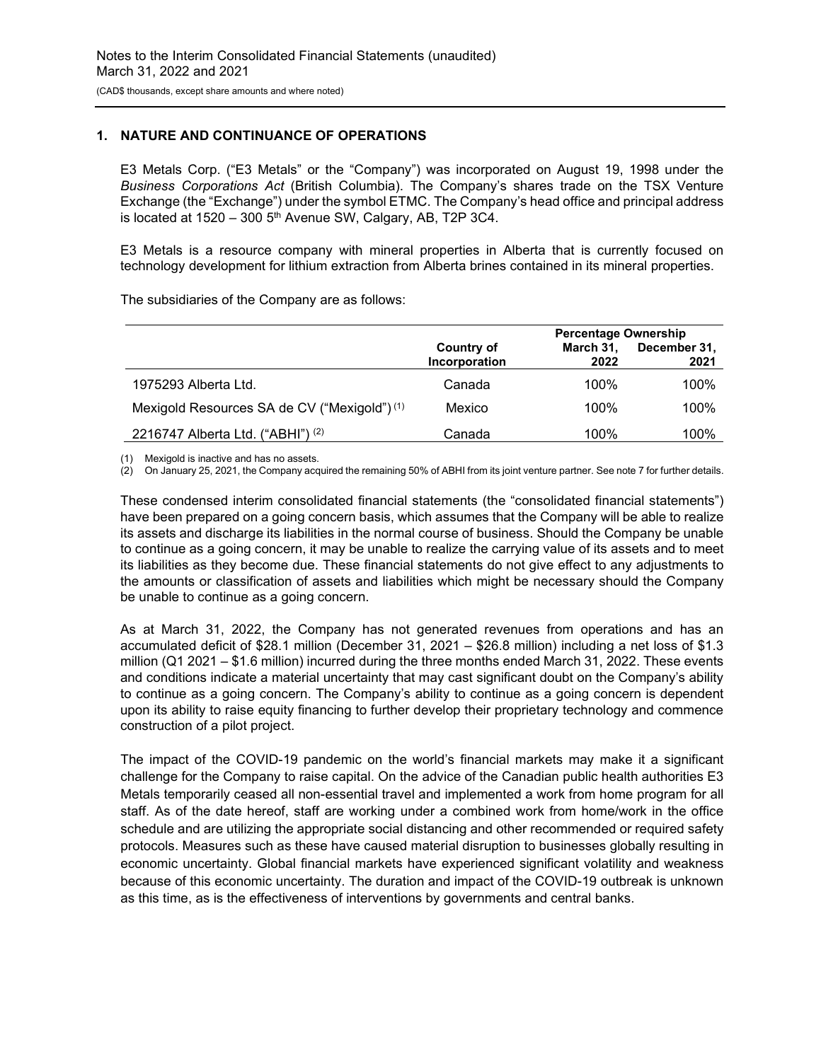## 1. NATURE AND CONTINUANCE OF OPERATIONS

E3 Metals Corp. ("E3 Metals" or the "Company") was incorporated on August 19, 1998 under the *Business Corporations Act* (British Columbia). The Company's shares trade on the TSX Venture Exchange (the "Exchange") under the symbol ETMC. The Company's head office and principal address is located at 1520 – 300 5th Avenue SW, Calgary, AB, T2P 3C4.

E3 Metals is a resource company with mineral properties in Alberta that is currently focused on technology development for lithium extraction from Alberta brines contained in its mineral properties.

The subsidiaries of the Company are as follows:

| | Country of Incorporation | Percentage Ownership March 31, 2022 | Percentage Ownership December 31, 2021 |
|---|---|---|---|
| 1975293 Alberta Ltd. | Canada | 100% | 100% |
| Mexigold Resources SA de CV ("Mexigold") (1) | Mexico | 100% | 100% |
| 2216747 Alberta Ltd. ("ABHI") (2) | Canada | 100% | 100% |

(1) Mexigold is inactive and has no assets.
(2) On January 25, 2021, the Company acquired the remaining 50% of ABHI from its joint venture partner. See note 7 for further details.

These condensed interim consolidated financial statements (the "consolidated financial statements") have been prepared on a going concern basis, which assumes that the Company will be able to realize its assets and discharge its liabilities in the normal course of business. Should the Company be unable to continue as a going concern, it may be unable to realize the carrying value of its assets and to meet its liabilities as they become due. These financial statements do not give effect to any adjustments to the amounts or classification of assets and liabilities which might be necessary should the Company be unable to continue as a going concern.

As at March 31, 2022, the Company has not generated revenues from operations and has an accumulated deficit of $28.1 million (December 31, 2021 – $26.8 million) including a net loss of $1.3 million (Q1 2021 – $1.6 million) incurred during the three months ended March 31, 2022. These events and conditions indicate a material uncertainty that may cast significant doubt on the Company's ability to continue as a going concern. The Company's ability to continue as a going concern is dependent upon its ability to raise equity financing to further develop their proprietary technology and commence construction of a pilot project.

The impact of the COVID-19 pandemic on the world's financial markets may make it a significant challenge for the Company to raise capital. On the advice of the Canadian public health authorities E3 Metals temporarily ceased all non-essential travel and implemented a work from home program for all staff. As of the date hereof, staff are working under a combined work from home/work in the office schedule and are utilizing the appropriate social distancing and other recommended or required safety protocols. Measures such as these have caused material disruption to businesses globally resulting in economic uncertainty. Global financial markets have experienced significant volatility and weakness because of this economic uncertainty. The duration and impact of the COVID-19 outbreak is unknown as this time, as is the effectiveness of interventions by governments and central banks.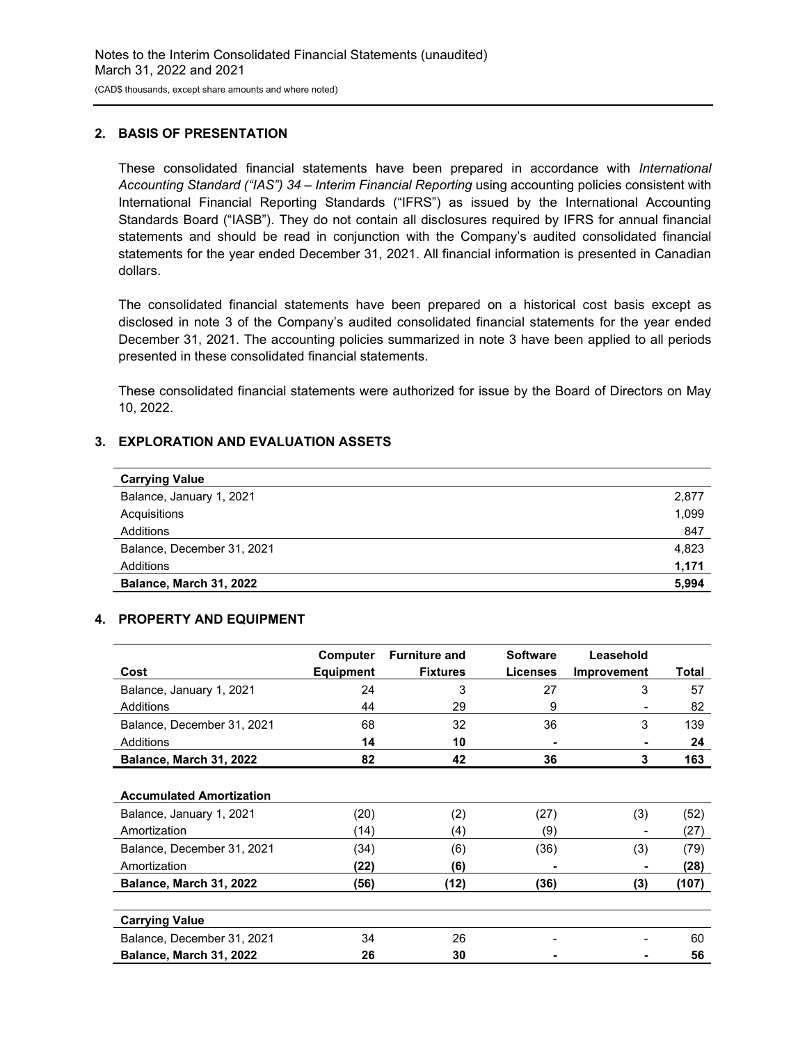## 2. BASIS OF PRESENTATION

These consolidated financial statements have been prepared in accordance with *International Accounting Standard ("IAS") 34 – Interim Financial Reporting* using accounting policies consistent with International Financial Reporting Standards ("IFRS") as issued by the International Accounting Standards Board ("IASB"). They do not contain all disclosures required by IFRS for annual financial statements and should be read in conjunction with the Company's audited consolidated financial statements for the year ended December 31, 2021. All financial information is presented in Canadian dollars.

The consolidated financial statements have been prepared on a historical cost basis except as disclosed in note 3 of the Company's audited consolidated financial statements for the year ended December 31, 2021. The accounting policies summarized in note 3 have been applied to all periods presented in these consolidated financial statements.

These consolidated financial statements were authorized for issue by the Board of Directors on May 10, 2022.

## 3. EXPLORATION AND EVALUATION ASSETS

| **Carrying Value** | |
|---|---|
| Balance, January 1, 2021 | 2,877 |
| Acquisitions | 1,099 |
| Additions | 847 |
| Balance, December 31, 2021 | 4,823 |
| Additions | **1,171** |
| **Balance, March 31, 2022** | **5,994** |

## 4. PROPERTY AND EQUIPMENT

| Cost | Computer Equipment | Furniture and Fixtures | Software Licenses | Leasehold Improvement | Total |
|---|---|---|---|---|---|
| Balance, January 1, 2021 | 24 | 3 | 27 | 3 | 57 |
| Additions | 44 | 29 | 9 | - | 82 |
| Balance, December 31, 2021 | 68 | 32 | 36 | 3 | 139 |
| Additions | **14** | **10** | **-** | **-** | **24** |
| **Balance, March 31, 2022** | **82** | **42** | **36** | **3** | **163** |
| | | | | | |
| **Accumulated Amortization** | | | | | |
| Balance, January 1, 2021 | (20) | (2) | (27) | (3) | (52) |
| Amortization | (14) | (4) | (9) | - | (27) |
| Balance, December 31, 2021 | (34) | (6) | (36) | (3) | (79) |
| Amortization | **(22)** | **(6)** | **-** | **-** | **(28)** |
| **Balance, March 31, 2022** | **(56)** | **(12)** | **(36)** | **(3)** | **(107)** |
| | | | | | |
| **Carrying Value** | | | | | |
| Balance, December 31, 2021 | 34 | 26 | - | - | 60 |
| **Balance, March 31, 2022** | **26** | **30** | **-** | **-** | **56** |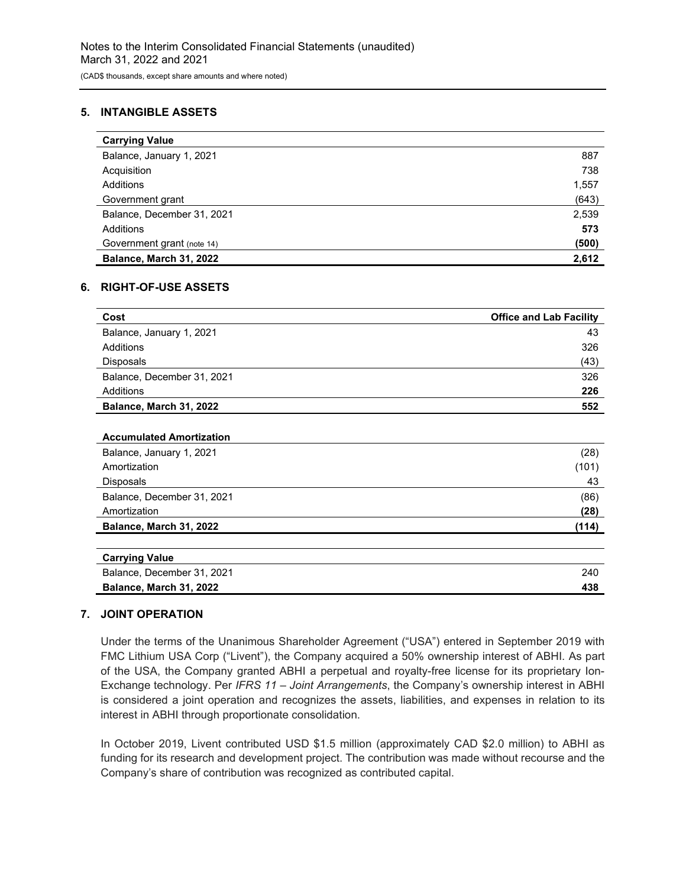Notes to the Interim Consolidated Financial Statements (unaudited)
March 31, 2022 and 2021

(CAD$ thousands, except share amounts and where noted)

## 5. INTANGIBLE ASSETS

| **Carrying Value** | |
|---|---|
| Balance, January 1, 2021 | 887 |
| Acquisition | 738 |
| Additions | 1,557 |
| Government grant | (643) |
| Balance, December 31, 2021 | 2,539 |
| Additions | **573** |
| Government grant (note 14) | **(500)** |
| **Balance, March 31, 2022** | **2,612** |

## 6. RIGHT-OF-USE ASSETS

| **Cost** | **Office and Lab Facility** |
|---|---|
| Balance, January 1, 2021 | 43 |
| Additions | 326 |
| Disposals | (43) |
| Balance, December 31, 2021 | 326 |
| Additions | **226** |
| **Balance, March 31, 2022** | **552** |
| **Accumulated Amortization** | |
| Balance, January 1, 2021 | (28) |
| Amortization | (101) |
| Disposals | 43 |
| Balance, December 31, 2021 | (86) |
| Amortization | **(28)** |
| **Balance, March 31, 2022** | **(114)** |
| **Carrying Value** | |
| Balance, December 31, 2021 | 240 |
| **Balance, March 31, 2022** | **438** |

## 7. JOINT OPERATION

Under the terms of the Unanimous Shareholder Agreement ("USA") entered in September 2019 with FMC Lithium USA Corp ("Livent"), the Company acquired a 50% ownership interest of ABHI. As part of the USA, the Company granted ABHI a perpetual and royalty-free license for its proprietary Ion-Exchange technology. Per *IFRS 11 – Joint Arrangements*, the Company's ownership interest in ABHI is considered a joint operation and recognizes the assets, liabilities, and expenses in relation to its interest in ABHI through proportionate consolidation.

In October 2019, Livent contributed USD $1.5 million (approximately CAD $2.0 million) to ABHI as funding for its research and development project. The contribution was made without recourse and the Company's share of contribution was recognized as contributed capital.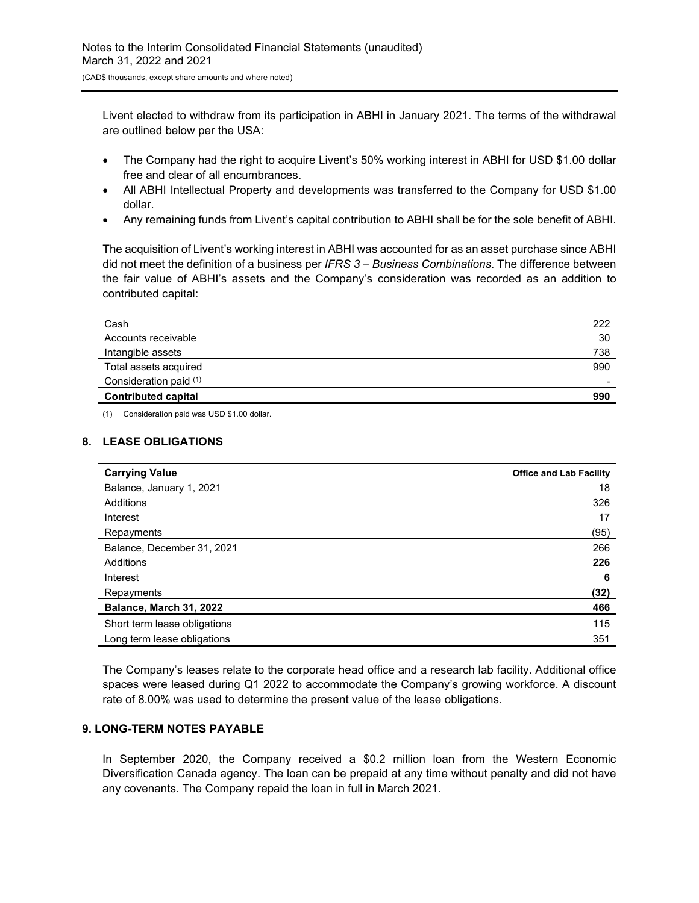Livent elected to withdraw from its participation in ABHI in January 2021. The terms of the withdrawal are outlined below per the USA:

- The Company had the right to acquire Livent's 50% working interest in ABHI for USD $1.00 dollar free and clear of all encumbrances.
- All ABHI Intellectual Property and developments was transferred to the Company for USD $1.00 dollar.
- Any remaining funds from Livent's capital contribution to ABHI shall be for the sole benefit of ABHI.

The acquisition of Livent's working interest in ABHI was accounted for as an asset purchase since ABHI did not meet the definition of a business per *IFRS 3 – Business Combinations*. The difference between the fair value of ABHI's assets and the Company's consideration was recorded as an addition to contributed capital:

| | |
|---|---:|
| Cash | 222 |
| Accounts receivable | 30 |
| Intangible assets | 738 |
| Total assets acquired | 990 |
| Consideration paid (1) | - |
| **Contributed capital** | **990** |

(1) Consideration paid was USD $1.00 dollar.

## 8. LEASE OBLIGATIONS

| **Carrying Value** | **Office and Lab Facility** |
|---|---:|
| Balance, January 1, 2021 | 18 |
| Additions | 326 |
| Interest | 17 |
| Repayments | (95) |
| Balance, December 31, 2021 | 266 |
| Additions | **226** |
| Interest | **6** |
| Repayments | **(32)** |
| **Balance, March 31, 2022** | **466** |
| Short term lease obligations | 115 |
| Long term lease obligations | 351 |

The Company's leases relate to the corporate head office and a research lab facility. Additional office spaces were leased during Q1 2022 to accommodate the Company's growing workforce. A discount rate of 8.00% was used to determine the present value of the lease obligations.

## 9. LONG-TERM NOTES PAYABLE

In September 2020, the Company received a $0.2 million loan from the Western Economic Diversification Canada agency. The loan can be prepaid at any time without penalty and did not have any covenants. The Company repaid the loan in full in March 2021.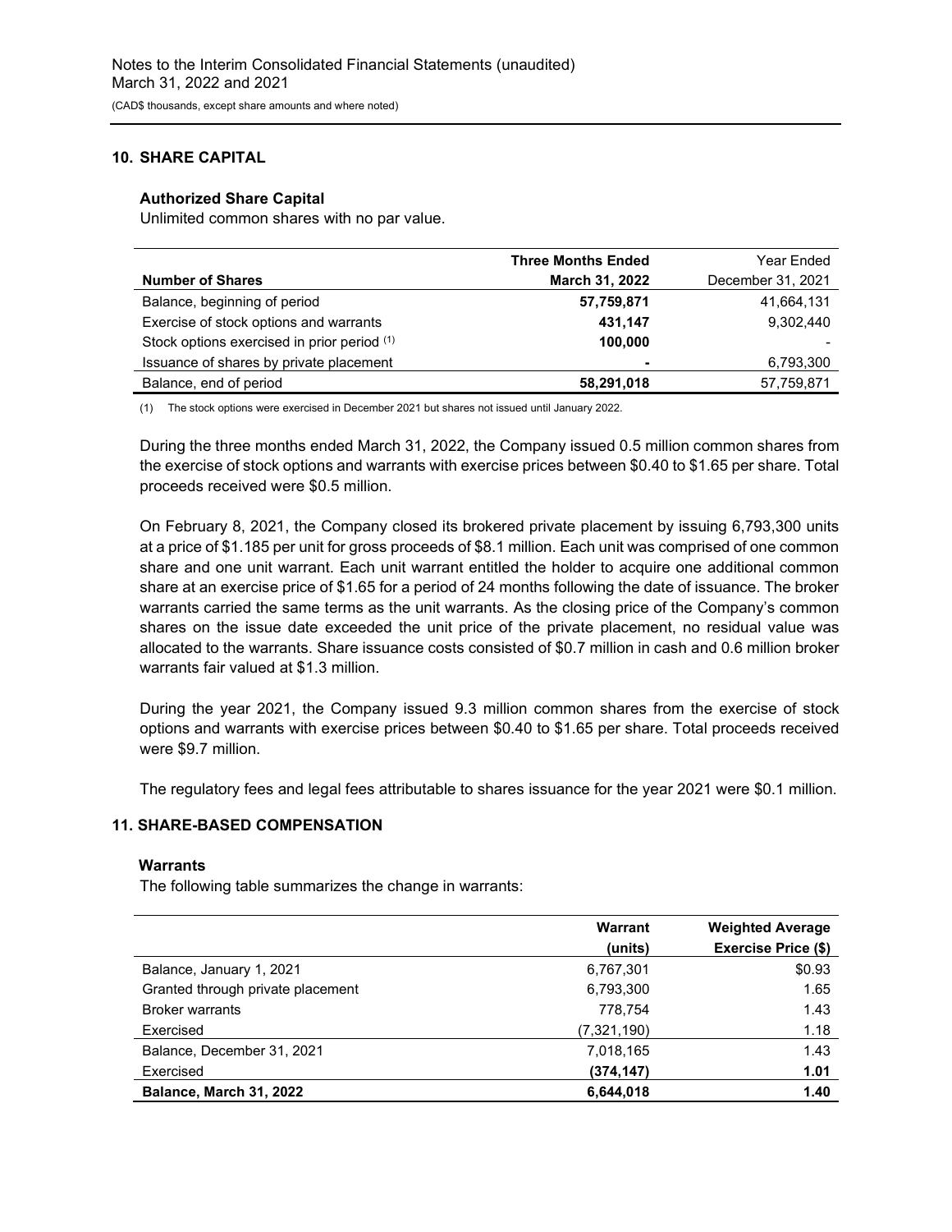## 10. SHARE CAPITAL

### Authorized Share Capital

Unlimited common shares with no par value.

| Number of Shares | Three Months Ended March 31, 2022 | Year Ended December 31, 2021 |
|---|---|---|
| Balance, beginning of period | **57,759,871** | 41,664,131 |
| Exercise of stock options and warrants | **431,147** | 9,302,440 |
| Stock options exercised in prior period [(1)] | **100,000** | - |
| Issuance of shares by private placement | **-** | 6,793,300 |
| Balance, end of period | **58,291,018** | 57,759,871 |

(1) The stock options were exercised in December 2021 but shares not issued until January 2022.

During the three months ended March 31, 2022, the Company issued 0.5 million common shares from the exercise of stock options and warrants with exercise prices between $0.40 to $1.65 per share. Total proceeds received were $0.5 million.

On February 8, 2021, the Company closed its brokered private placement by issuing 6,793,300 units at a price of $1.185 per unit for gross proceeds of $8.1 million. Each unit was comprised of one common share and one unit warrant. Each unit warrant entitled the holder to acquire one additional common share at an exercise price of $1.65 for a period of 24 months following the date of issuance. The broker warrants carried the same terms as the unit warrants. As the closing price of the Company's common shares on the issue date exceeded the unit price of the private placement, no residual value was allocated to the warrants. Share issuance costs consisted of $0.7 million in cash and 0.6 million broker warrants fair valued at $1.3 million.

During the year 2021, the Company issued 9.3 million common shares from the exercise of stock options and warrants with exercise prices between $0.40 to $1.65 per share. Total proceeds received were $9.7 million.

The regulatory fees and legal fees attributable to shares issuance for the year 2021 were $0.1 million.

## 11. SHARE-BASED COMPENSATION

### Warrants

The following table summarizes the change in warrants:

| | Warrant (units) | Weighted Average Exercise Price ($) |
|---|---|---|
| Balance, January 1, 2021 | 6,767,301 | $0.93 |
| Granted through private placement | 6,793,300 | 1.65 |
| Broker warrants | 778,754 | 1.43 |
| Exercised | (7,321,190) | 1.18 |
| Balance, December 31, 2021 | 7,018,165 | 1.43 |
| Exercised | **(374,147)** | **1.01** |
| **Balance, March 31, 2022** | **6,644,018** | **1.40** |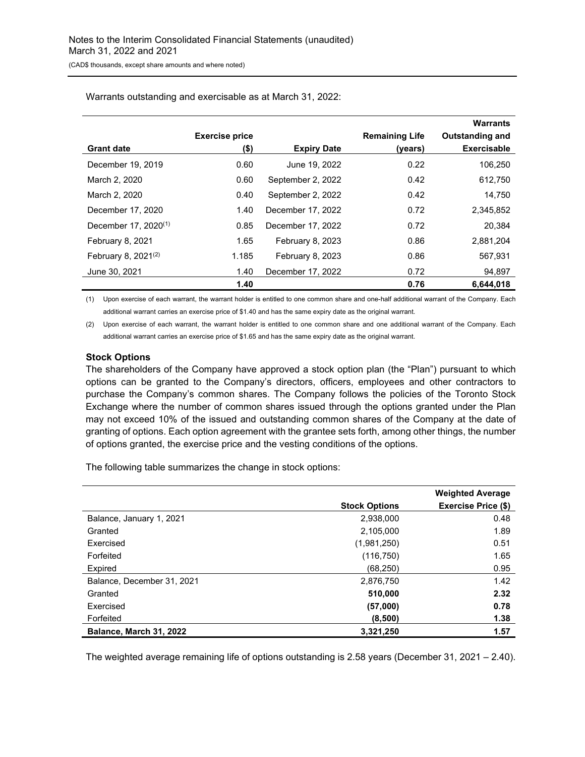Warrants outstanding and exercisable as at March 31, 2022:

| Grant date | Exercise price ($) | Expiry Date | Remaining Life (years) | Warrants Outstanding and Exercisable |
|---|---|---|---|---|
| December 19, 2019 | 0.60 | June 19, 2022 | 0.22 | 106,250 |
| March 2, 2020 | 0.60 | September 2, 2022 | 0.42 | 612,750 |
| March 2, 2020 | 0.40 | September 2, 2022 | 0.42 | 14,750 |
| December 17, 2020 | 1.40 | December 17, 2022 | 0.72 | 2,345,852 |
| December 17, 2020[1] | 0.85 | December 17, 2022 | 0.72 | 20,384 |
| February 8, 2021 | 1.65 | February 8, 2023 | 0.86 | 2,881,204 |
| February 8, 2021[2] | 1.185 | February 8, 2023 | 0.86 | 567,931 |
| June 30, 2021 | 1.40 | December 17, 2022 | 0.72 | 94,897 |
| | **1.40** | | **0.76** | **6,644,018** |

(1) Upon exercise of each warrant, the warrant holder is entitled to one common share and one-half additional warrant of the Company. Each additional warrant carries an exercise price of $1.40 and has the same expiry date as the original warrant.

(2) Upon exercise of each warrant, the warrant holder is entitled to one common share and one additional warrant of the Company. Each additional warrant carries an exercise price of $1.65 and has the same expiry date as the original warrant.

**Stock Options**

The shareholders of the Company have approved a stock option plan (the "Plan") pursuant to which options can be granted to the Company's directors, officers, employees and other contractors to purchase the Company's common shares. The Company follows the policies of the Toronto Stock Exchange where the number of common shares issued through the options granted under the Plan may not exceed 10% of the issued and outstanding common shares of the Company at the date of granting of options. Each option agreement with the grantee sets forth, among other things, the number of options granted, the exercise price and the vesting conditions of the options.

The following table summarizes the change in stock options:

| | Stock Options | Weighted Average Exercise Price ($) |
|---|---|---|
| Balance, January 1, 2021 | 2,938,000 | 0.48 |
| Granted | 2,105,000 | 1.89 |
| Exercised | (1,981,250) | 0.51 |
| Forfeited | (116,750) | 1.65 |
| Expired | (68,250) | 0.95 |
| Balance, December 31, 2021 | 2,876,750 | 1.42 |
| Granted | **510,000** | **2.32** |
| Exercised | **(57,000)** | **0.78** |
| Forfeited | **(8,500)** | **1.38** |
| **Balance, March 31, 2022** | **3,321,250** | **1.57** |

The weighted average remaining life of options outstanding is 2.58 years (December 31, 2021 – 2.40).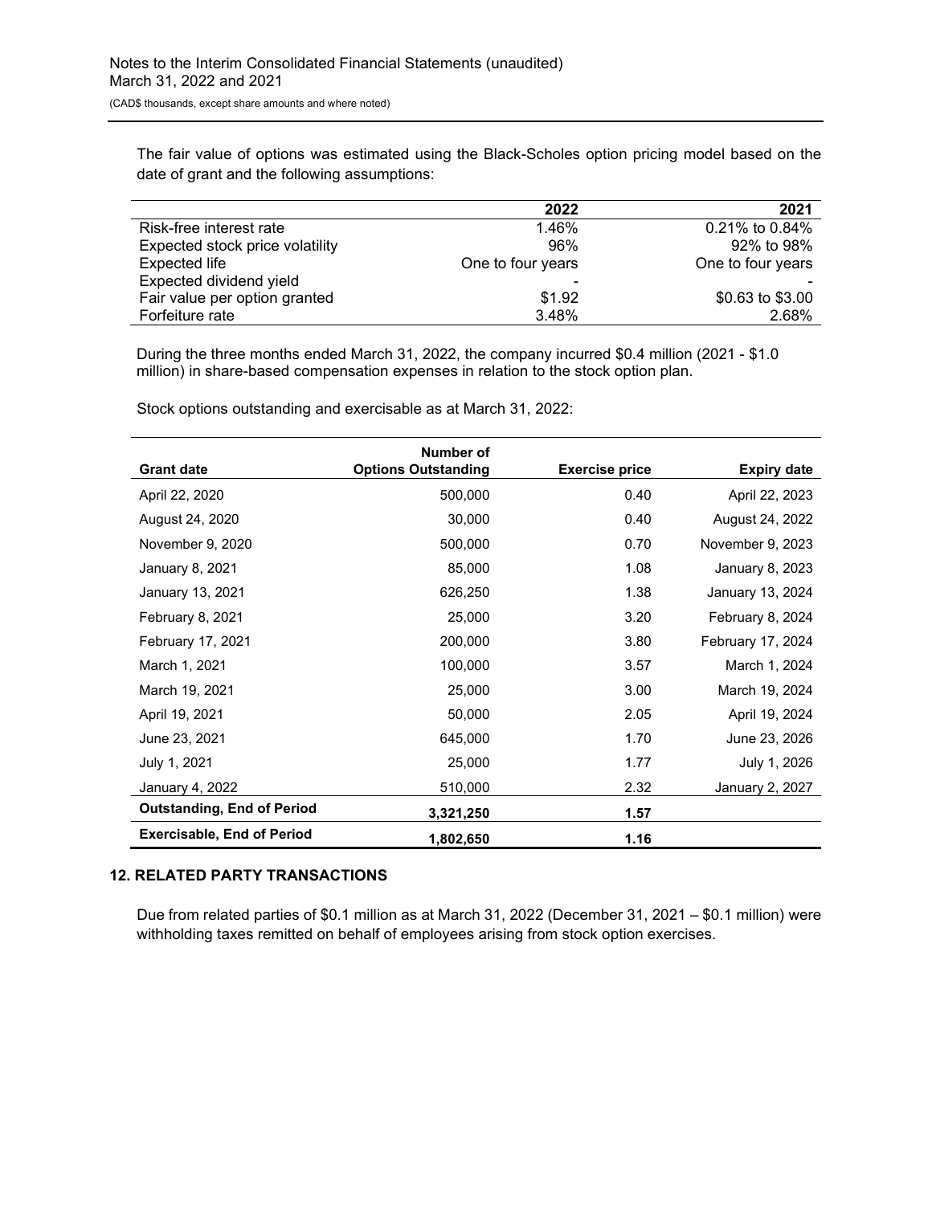The fair value of options was estimated using the Black-Scholes option pricing model based on the date of grant and the following assumptions:

| | 2022 | 2021 |
|---|---|---|
| Risk-free interest rate | 1.46% | 0.21% to 0.84% |
| Expected stock price volatility | 96% | 92% to 98% |
| Expected life | One to four years | One to four years |
| Expected dividend yield | - | - |
| Fair value per option granted | $1.92 | $0.63 to $3.00 |
| Forfeiture rate | 3.48% | 2.68% |

During the three months ended March 31, 2022, the company incurred $0.4 million (2021 - $1.0 million) in share-based compensation expenses in relation to the stock option plan.

Stock options outstanding and exercisable as at March 31, 2022:

| Grant date | Number of Options Outstanding | Exercise price | Expiry date |
|---|---|---|---|
| April 22, 2020 | 500,000 | 0.40 | April 22, 2023 |
| August 24, 2020 | 30,000 | 0.40 | August 24, 2022 |
| November 9, 2020 | 500,000 | 0.70 | November 9, 2023 |
| January 8, 2021 | 85,000 | 1.08 | January 8, 2023 |
| January 13, 2021 | 626,250 | 1.38 | January 13, 2024 |
| February 8, 2021 | 25,000 | 3.20 | February 8, 2024 |
| February 17, 2021 | 200,000 | 3.80 | February 17, 2024 |
| March 1, 2021 | 100,000 | 3.57 | March 1, 2024 |
| March 19, 2021 | 25,000 | 3.00 | March 19, 2024 |
| April 19, 2021 | 50,000 | 2.05 | April 19, 2024 |
| June 23, 2021 | 645,000 | 1.70 | June 23, 2026 |
| July 1, 2021 | 25,000 | 1.77 | July 1, 2026 |
| January 4, 2022 | 510,000 | 2.32 | January 2, 2027 |
| **Outstanding, End of Period** | **3,321,250** | **1.57** | |
| **Exercisable, End of Period** | **1,802,650** | **1.16** | |

## 12. RELATED PARTY TRANSACTIONS

Due from related parties of $0.1 million as at March 31, 2022 (December 31, 2021 – $0.1 million) were withholding taxes remitted on behalf of employees arising from stock option exercises.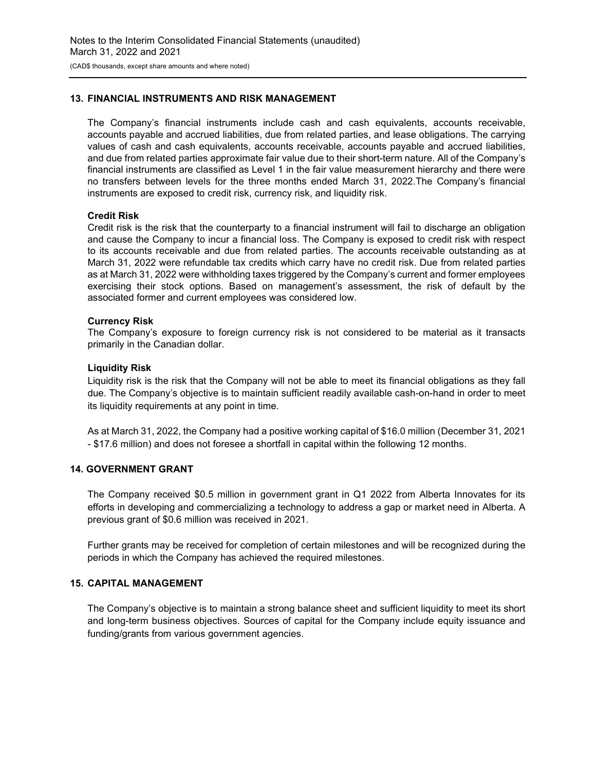## 13. FINANCIAL INSTRUMENTS AND RISK MANAGEMENT

The Company's financial instruments include cash and cash equivalents, accounts receivable, accounts payable and accrued liabilities, due from related parties, and lease obligations. The carrying values of cash and cash equivalents, accounts receivable, accounts payable and accrued liabilities, and due from related parties approximate fair value due to their short-term nature. All of the Company's financial instruments are classified as Level 1 in the fair value measurement hierarchy and there were no transfers between levels for the three months ended March 31, 2022.The Company's financial instruments are exposed to credit risk, currency risk, and liquidity risk.

**Credit Risk**

Credit risk is the risk that the counterparty to a financial instrument will fail to discharge an obligation and cause the Company to incur a financial loss. The Company is exposed to credit risk with respect to its accounts receivable and due from related parties. The accounts receivable outstanding as at March 31, 2022 were refundable tax credits which carry have no credit risk. Due from related parties as at March 31, 2022 were withholding taxes triggered by the Company's current and former employees exercising their stock options. Based on management's assessment, the risk of default by the associated former and current employees was considered low.

**Currency Risk**

The Company's exposure to foreign currency risk is not considered to be material as it transacts primarily in the Canadian dollar.

**Liquidity Risk**

Liquidity risk is the risk that the Company will not be able to meet its financial obligations as they fall due. The Company's objective is to maintain sufficient readily available cash-on-hand in order to meet its liquidity requirements at any point in time.

As at March 31, 2022, the Company had a positive working capital of $16.0 million (December 31, 2021 - $17.6 million) and does not foresee a shortfall in capital within the following 12 months.

## 14. GOVERNMENT GRANT

The Company received $0.5 million in government grant in Q1 2022 from Alberta Innovates for its efforts in developing and commercializing a technology to address a gap or market need in Alberta. A previous grant of $0.6 million was received in 2021.

Further grants may be received for completion of certain milestones and will be recognized during the periods in which the Company has achieved the required milestones.

## 15. CAPITAL MANAGEMENT

The Company's objective is to maintain a strong balance sheet and sufficient liquidity to meet its short and long-term business objectives. Sources of capital for the Company include equity issuance and funding/grants from various government agencies.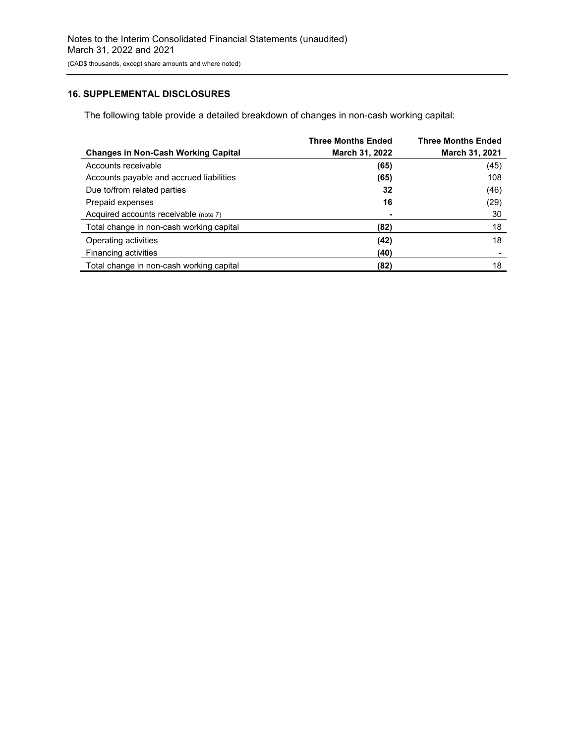## 16. SUPPLEMENTAL DISCLOSURES

The following table provide a detailed breakdown of changes in non-cash working capital:

| Changes in Non-Cash Working Capital | Three Months Ended March 31, 2022 | Three Months Ended March 31, 2021 |
|---|---|---|
| Accounts receivable | **(65)** | (45) |
| Accounts payable and accrued liabilities | **(65)** | 108 |
| Due to/from related parties | **32** | (46) |
| Prepaid expenses | **16** | (29) |
| Acquired accounts receivable (note 7) | **-** | 30 |
| Total change in non-cash working capital | **(82)** | 18 |
| Operating activities | **(42)** | 18 |
| Financing activities | **(40)** | - |
| Total change in non-cash working capital | **(82)** | 18 |